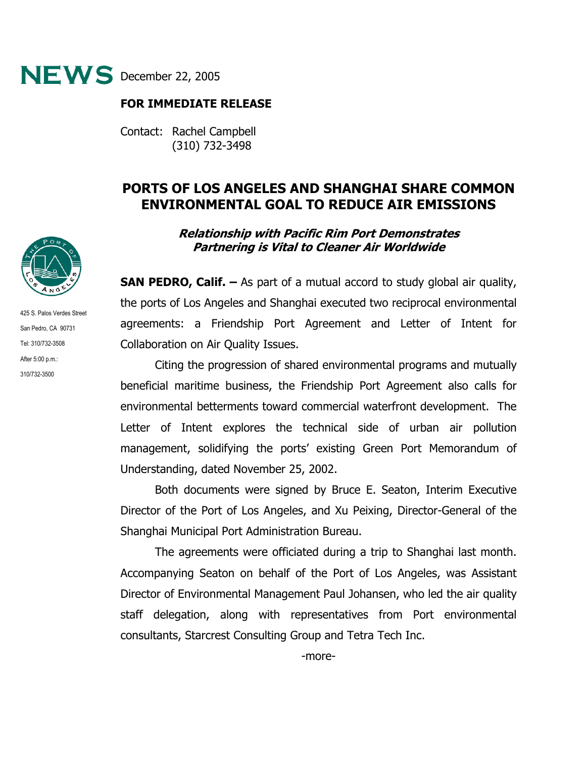**NEWS** December 22, 2005

**FOR IMMEDIATE RELEASE**

Contact: Rachel Campbell
(310) 732-3498

425 S. Palos Verdes Street
San Pedro, CA 90731
Tel: 310/732-3508
After 5:00 p.m.:
310/732-3500

# PORTS OF LOS ANGELES AND SHANGHAI SHARE COMMON ENVIRONMENTAL GOAL TO REDUCE AIR EMISSIONS

***Relationship with Pacific Rim Port Demonstrates Partnering is Vital to Cleaner Air Worldwide***

**SAN PEDRO, Calif. –** As part of a mutual accord to study global air quality, the ports of Los Angeles and Shanghai executed two reciprocal environmental agreements: a Friendship Port Agreement and Letter of Intent for Collaboration on Air Quality Issues.

Citing the progression of shared environmental programs and mutually beneficial maritime business, the Friendship Port Agreement also calls for environmental betterments toward commercial waterfront development. The Letter of Intent explores the technical side of urban air pollution management, solidifying the ports' existing Green Port Memorandum of Understanding, dated November 25, 2002.

Both documents were signed by Bruce E. Seaton, Interim Executive Director of the Port of Los Angeles, and Xu Peixing, Director-General of the Shanghai Municipal Port Administration Bureau.

The agreements were officiated during a trip to Shanghai last month. Accompanying Seaton on behalf of the Port of Los Angeles, was Assistant Director of Environmental Management Paul Johansen, who led the air quality staff delegation, along with representatives from Port environmental consultants, Starcrest Consulting Group and Tetra Tech Inc.

-more-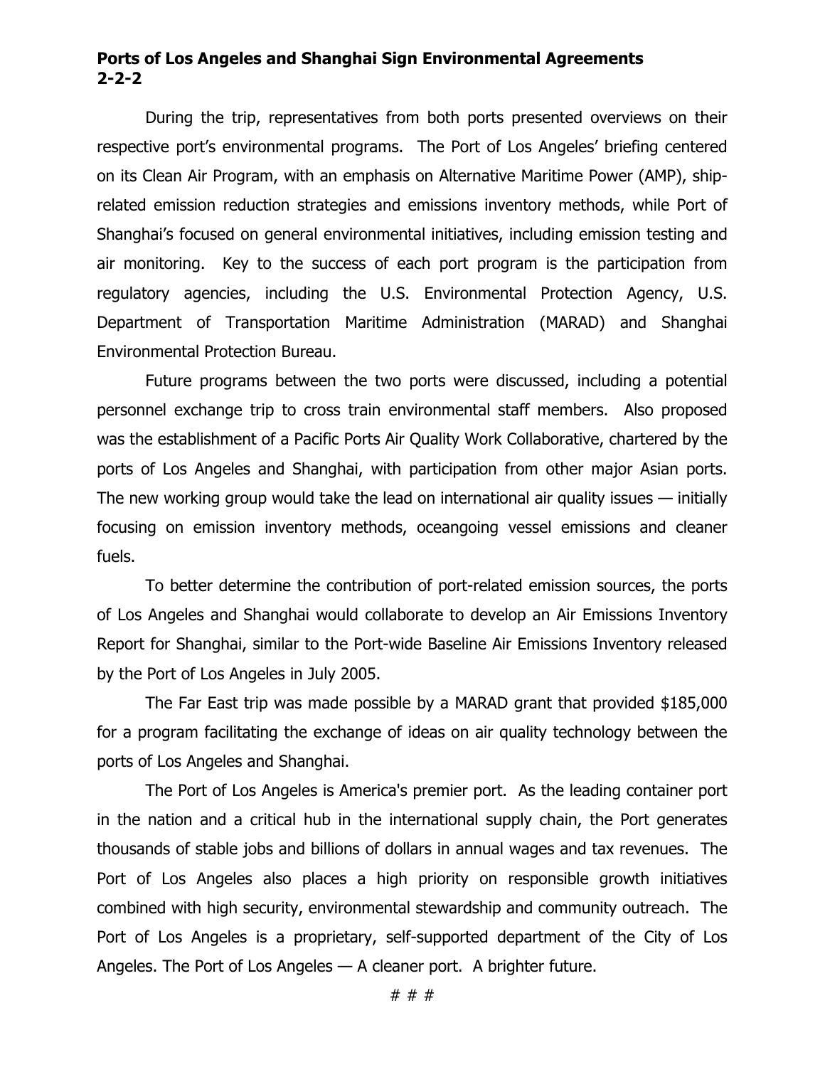During the trip, representatives from both ports presented overviews on their respective port's environmental programs. The Port of Los Angeles' briefing centered on its Clean Air Program, with an emphasis on Alternative Maritime Power (AMP), ship-related emission reduction strategies and emissions inventory methods, while Port of Shanghai's focused on general environmental initiatives, including emission testing and air monitoring. Key to the success of each port program is the participation from regulatory agencies, including the U.S. Environmental Protection Agency, U.S. Department of Transportation Maritime Administration (MARAD) and Shanghai Environmental Protection Bureau.

Future programs between the two ports were discussed, including a potential personnel exchange trip to cross train environmental staff members. Also proposed was the establishment of a Pacific Ports Air Quality Work Collaborative, chartered by the ports of Los Angeles and Shanghai, with participation from other major Asian ports. The new working group would take the lead on international air quality issues — initially focusing on emission inventory methods, oceangoing vessel emissions and cleaner fuels.

To better determine the contribution of port-related emission sources, the ports of Los Angeles and Shanghai would collaborate to develop an Air Emissions Inventory Report for Shanghai, similar to the Port-wide Baseline Air Emissions Inventory released by the Port of Los Angeles in July 2005.

The Far East trip was made possible by a MARAD grant that provided $185,000 for a program facilitating the exchange of ideas on air quality technology between the ports of Los Angeles and Shanghai.

The Port of Los Angeles is America's premier port. As the leading container port in the nation and a critical hub in the international supply chain, the Port generates thousands of stable jobs and billions of dollars in annual wages and tax revenues. The Port of Los Angeles also places a high priority on responsible growth initiatives combined with high security, environmental stewardship and community outreach. The Port of Los Angeles is a proprietary, self-supported department of the City of Los Angeles. The Port of Los Angeles — A cleaner port. A brighter future.

# # #